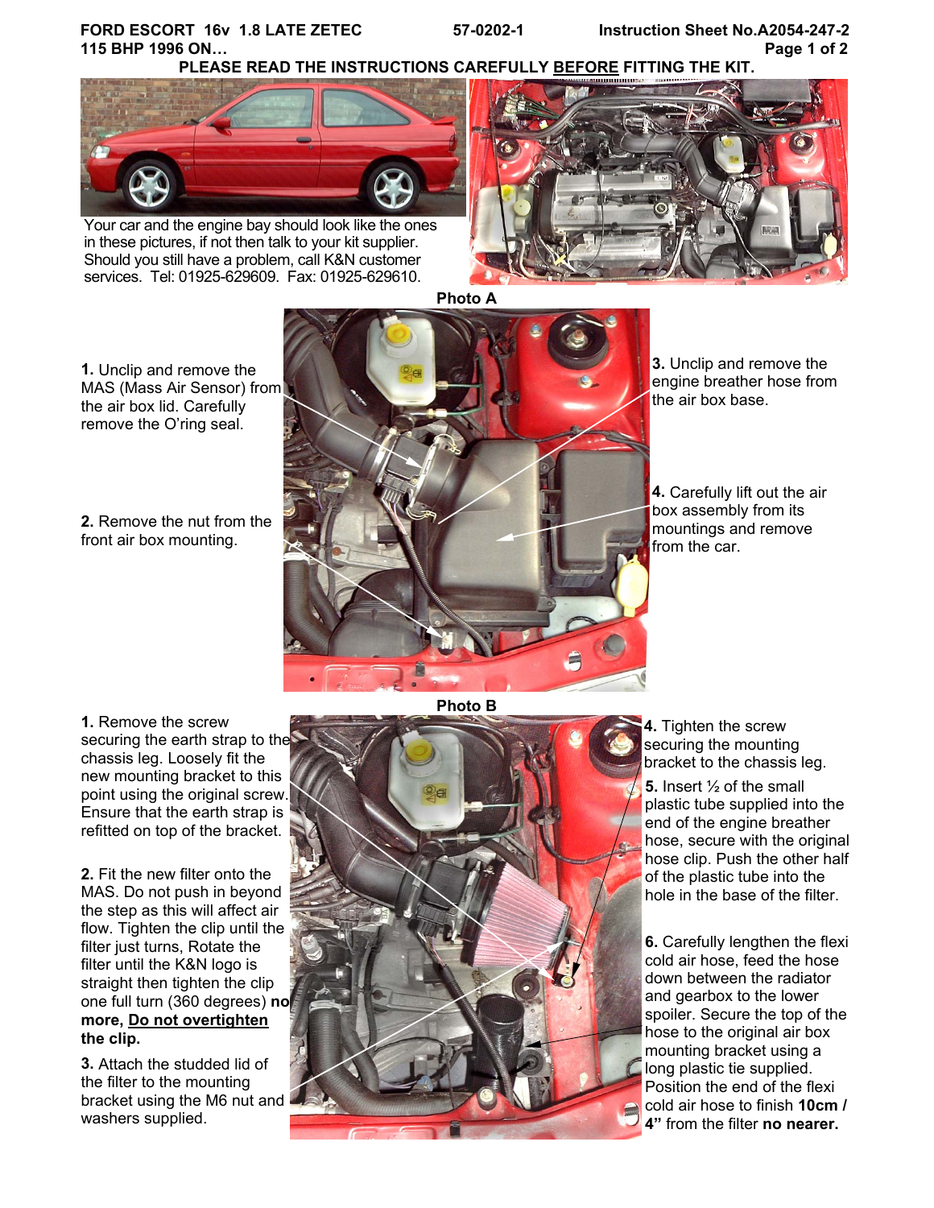FORD ESCORT 16v 1.8 LATE ZETEC 115 BHP 1996 ON…

57-0202-1

Instruction Sheet No.A2054-247-2

**PLEASE READ THE INSTRUCTIONS CAREFULLY BEFORE FITTING THE KIT.**

Your car and the engine bay should look like the ones in these pictures, if not then talk to your kit supplier. Should you still have a problem, call K&N customer services. Tel: 01925-629609. Fax: 01925-629610.

**Photo A**

**1.** Unclip and remove the MAS (Mass Air Sensor) from the air box lid. Carefully remove the O'ring seal.

**2.** Remove the nut from the front air box mounting.

**3.** Unclip and remove the engine breather hose from the air box base.

**4.** Carefully lift out the air box assembly from its mountings and remove from the car.

**Photo B**

**1.** Remove the screw securing the earth strap to the chassis leg. Loosely fit the new mounting bracket to this point using the original screw. Ensure that the earth strap is refitted on top of the bracket.

**2.** Fit the new filter onto the MAS. Do not push in beyond the step as this will affect air flow. Tighten the clip until the filter just turns, Rotate the filter until the K&N logo is straight then tighten the clip one full turn (360 degrees) **no more, Do not overtighten the clip.**

**3.** Attach the studded lid of the filter to the mounting bracket using the M6 nut and washers supplied.

**4.** Tighten the screw securing the mounting bracket to the chassis leg.

**5.** Insert ½ of the small plastic tube supplied into the end of the engine breather hose, secure with the original hose clip. Push the other half of the plastic tube into the hole in the base of the filter.

**6.** Carefully lengthen the flexi cold air hose, feed the hose down between the radiator and gearbox to the lower spoiler. Secure the top of the hose to the original air box mounting bracket using a long plastic tie supplied. Position the end of the flexi cold air hose to finish **10cm / 4"** from the filter **no nearer.**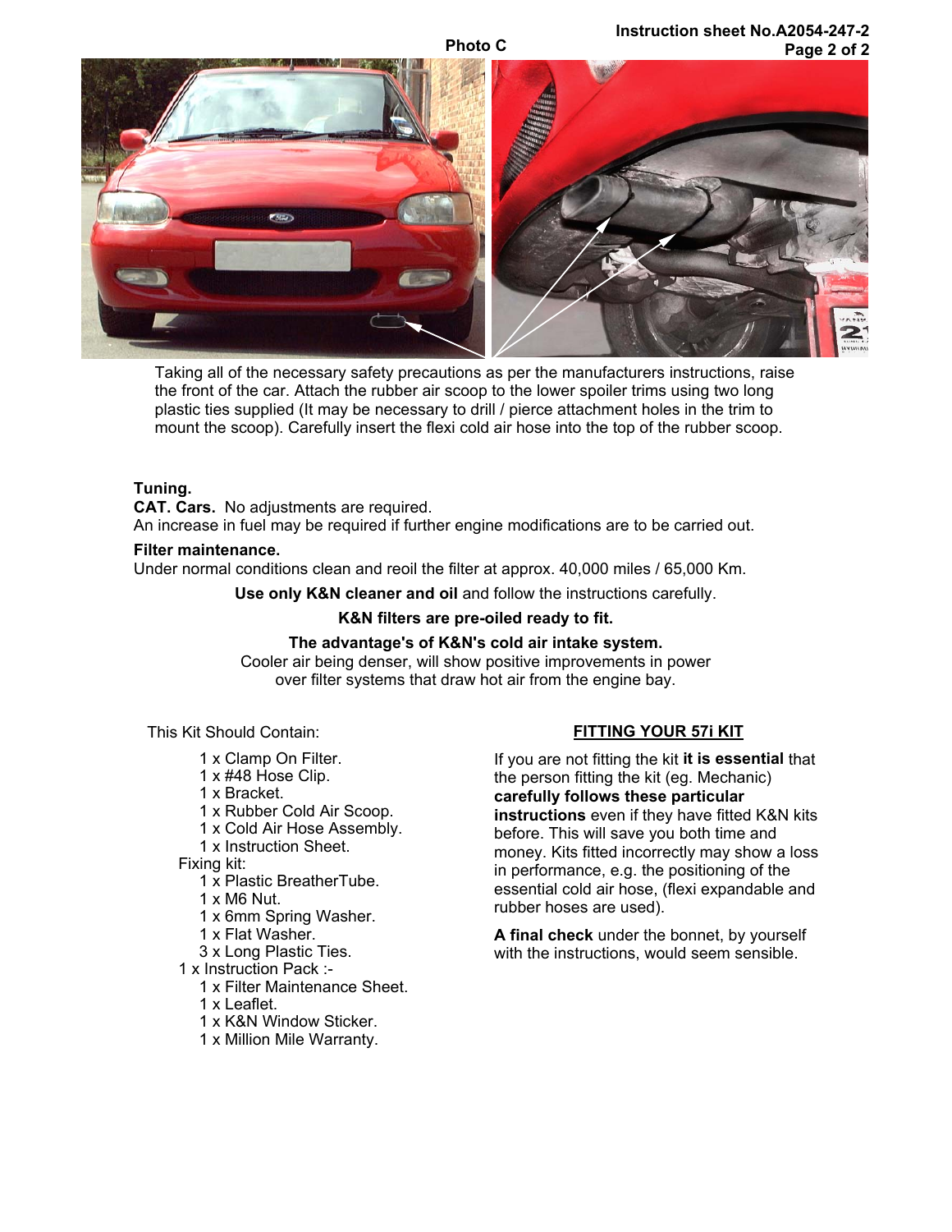Photo C

Taking all of the necessary safety precautions as per the manufacturers instructions, raise the front of the car. Attach the rubber air scoop to the lower spoiler trims using two long plastic ties supplied (It may be necessary to drill / pierce attachment holes in the trim to mount the scoop). Carefully insert the flexi cold air hose into the top of the rubber scoop.

**Tuning.**

**CAT. Cars.** No adjustments are required.
An increase in fuel may be required if further engine modifications are to be carried out.

**Filter maintenance.**

Under normal conditions clean and reoil the filter at approx. 40,000 miles / 65,000 Km.

**Use only K&N cleaner and oil** and follow the instructions carefully.

**K&N filters are pre-oiled ready to fit.**

**The advantage's of K&N's cold air intake system.**

Cooler air being denser, will show positive improvements in power over filter systems that draw hot air from the engine bay.

This Kit Should Contain:

- 1 x Clamp On Filter.
- 1 x #48 Hose Clip.
- 1 x Bracket.
- 1 x Rubber Cold Air Scoop.
- 1 x Cold Air Hose Assembly.
- 1 x Instruction Sheet.

Fixing kit:

- 1 x Plastic BreatherTube.
- 1 x M6 Nut.
- 1 x 6mm Spring Washer.
- 1 x Flat Washer.
- 3 x Long Plastic Ties.

1 x Instruction Pack :-

- 1 x Filter Maintenance Sheet.
- 1 x Leaflet.
- 1 x K&N Window Sticker.
- 1 x Million Mile Warranty.

## FITTING YOUR 57i KIT

If you are not fitting the kit **it is essential** that the person fitting the kit (eg. Mechanic) **carefully follows these particular instructions** even if they have fitted K&N kits before. This will save you both time and money. Kits fitted incorrectly may show a loss in performance, e.g. the positioning of the essential cold air hose, (flexi expandable and rubber hoses are used).

**A final check** under the bonnet, by yourself with the instructions, would seem sensible.